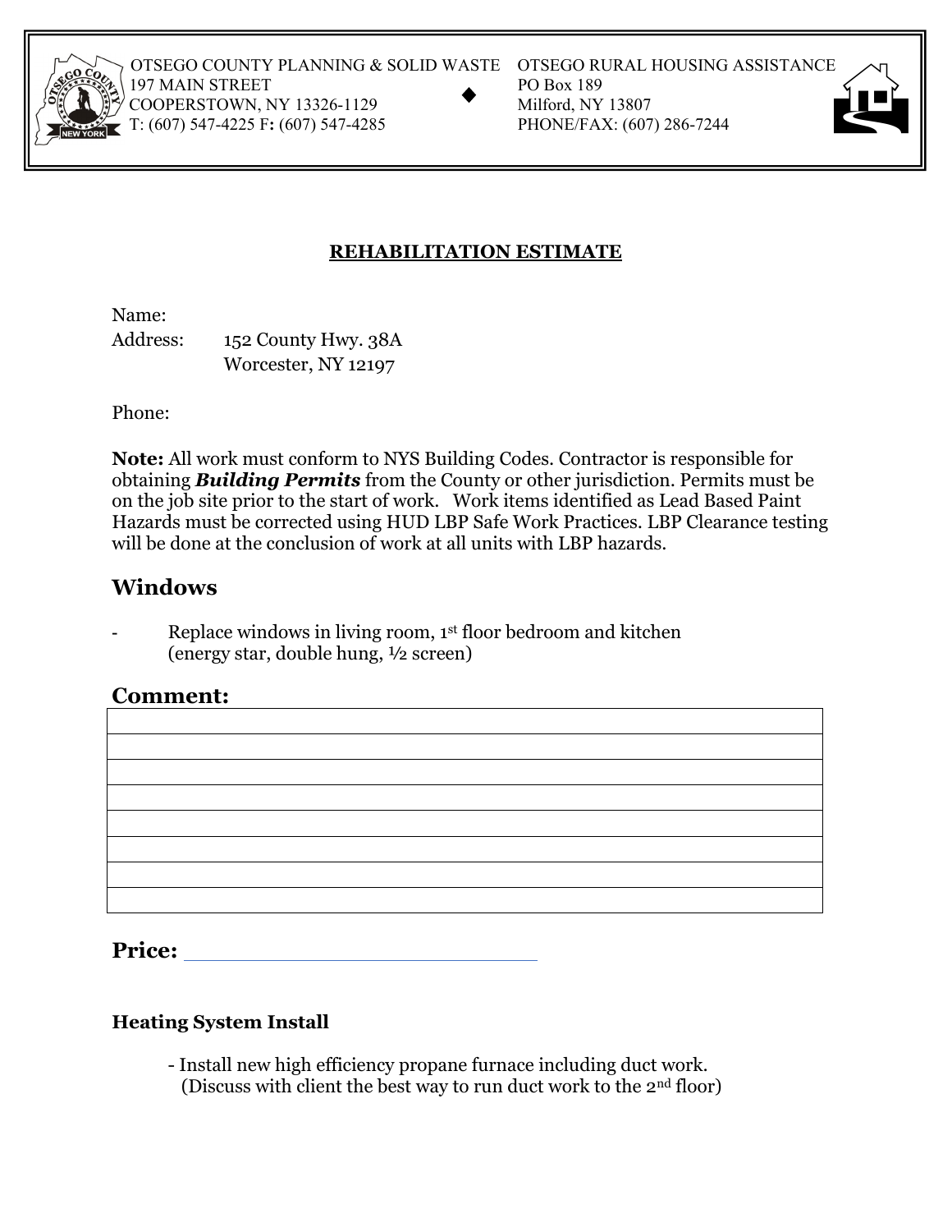OTSEGO COUNTY PLANNING & SOLID WASTE
197 MAIN STREET
COOPERSTOWN, NY 13326-1129
T: (607) 547-4225 F: (607) 547-4285

OTSEGO RURAL HOUSING ASSISTANCE
PO Box 189
Milford, NY 13807
PHONE/FAX: (607) 286-7244

# REHABILITATION ESTIMATE

Name:
Address: 152 County Hwy. 38A
Worcester, NY 12197

Phone:

**Note:** All work must conform to NYS Building Codes. Contractor is responsible for obtaining ***Building Permits*** from the County or other jurisdiction. Permits must be on the job site prior to the start of work. Work items identified as Lead Based Paint Hazards must be corrected using HUD LBP Safe Work Practices. LBP Clearance testing will be done at the conclusion of work at all units with LBP hazards.

## Windows

- Replace windows in living room, 1st floor bedroom and kitchen (energy star, double hung, ½ screen)

## Comment:

| |
|---|
| |
| |
| |
| |
| |
| |
| |

## Price: ___________________________

### Heating System Install

- Install new high efficiency propane furnace including duct work. (Discuss with client the best way to run duct work to the 2nd floor)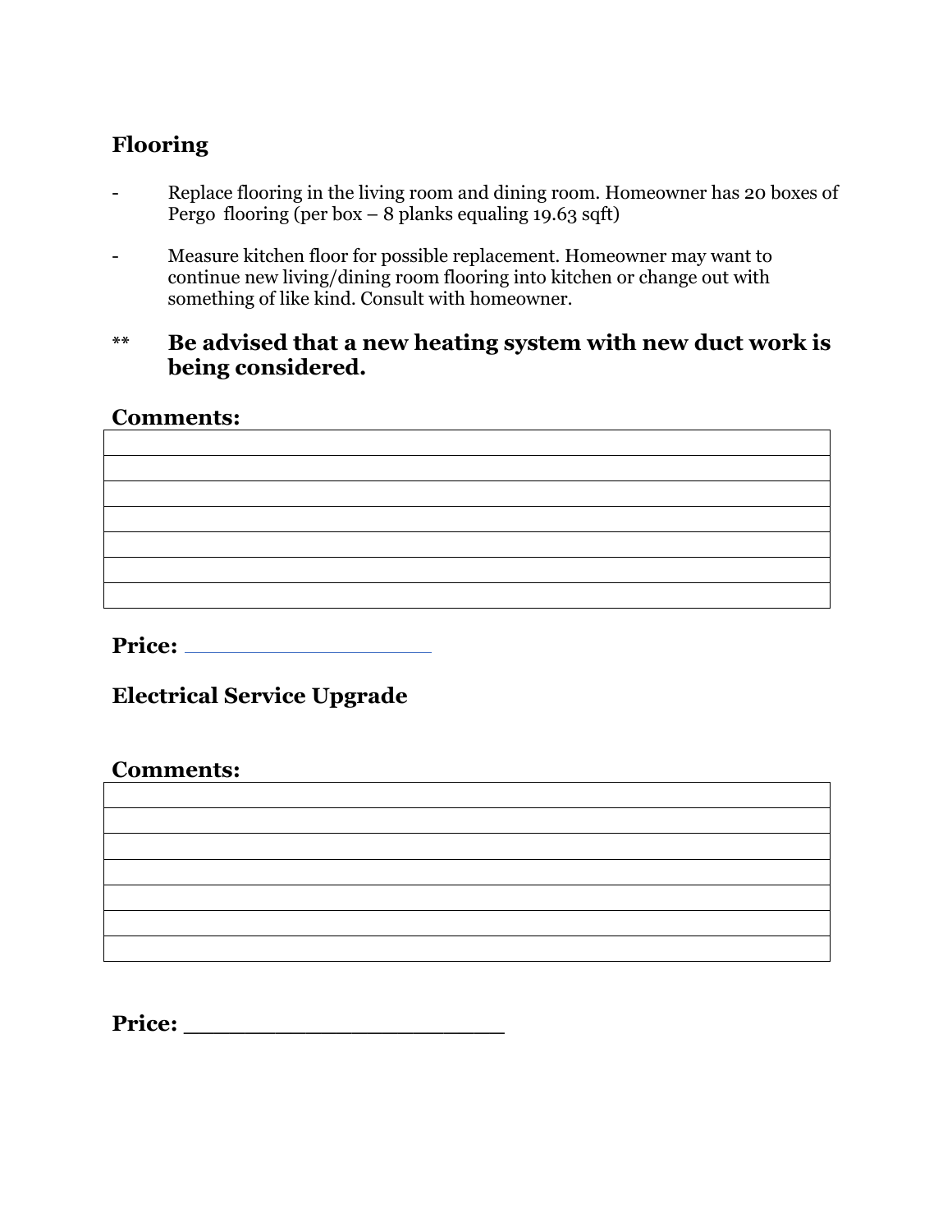## Flooring

- Replace flooring in the living room and dining room. Homeowner has 20 boxes of Pergo flooring (per box – 8 planks equaling 19.63 sqft)

- Measure kitchen floor for possible replacement. Homeowner may want to continue new living/dining room flooring into kitchen or change out with something of like kind. Consult with homeowner.

** **Be advised that a new heating system with new duct work is being considered.**

**Comments:**

| |
|---|
| |
| |
| |
| |
| |
| |

**Price:** ____________________

## Electrical Service Upgrade

**Comments:**

| |
|---|
| |
| |
| |
| |
| |
| |

**Price:** ______________________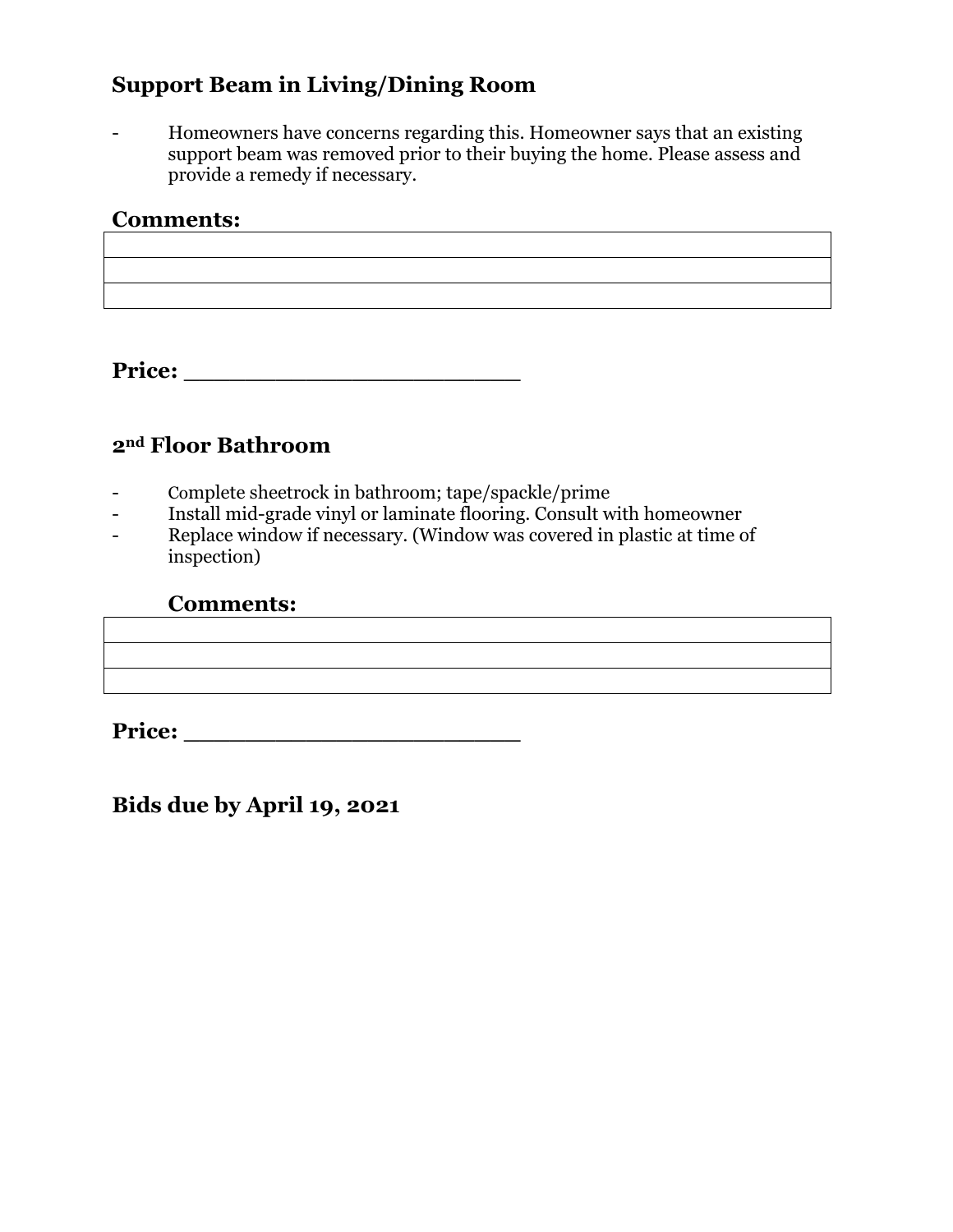## Support Beam in Living/Dining Room

- Homeowners have concerns regarding this. Homeowner says that an existing support beam was removed prior to their buying the home. Please assess and provide a remedy if necessary.

**Comments:**

| |
|---|
| |
| |

**Price: ______________________**

## 2nd Floor Bathroom

- Complete sheetrock in bathroom; tape/spackle/prime
- Install mid-grade vinyl or laminate flooring. Consult with homeowner
- Replace window if necessary. (Window was covered in plastic at time of inspection)

**Comments:**

| |
|---|
| |
| |

**Price: ______________________**

**Bids due by April 19, 2021**